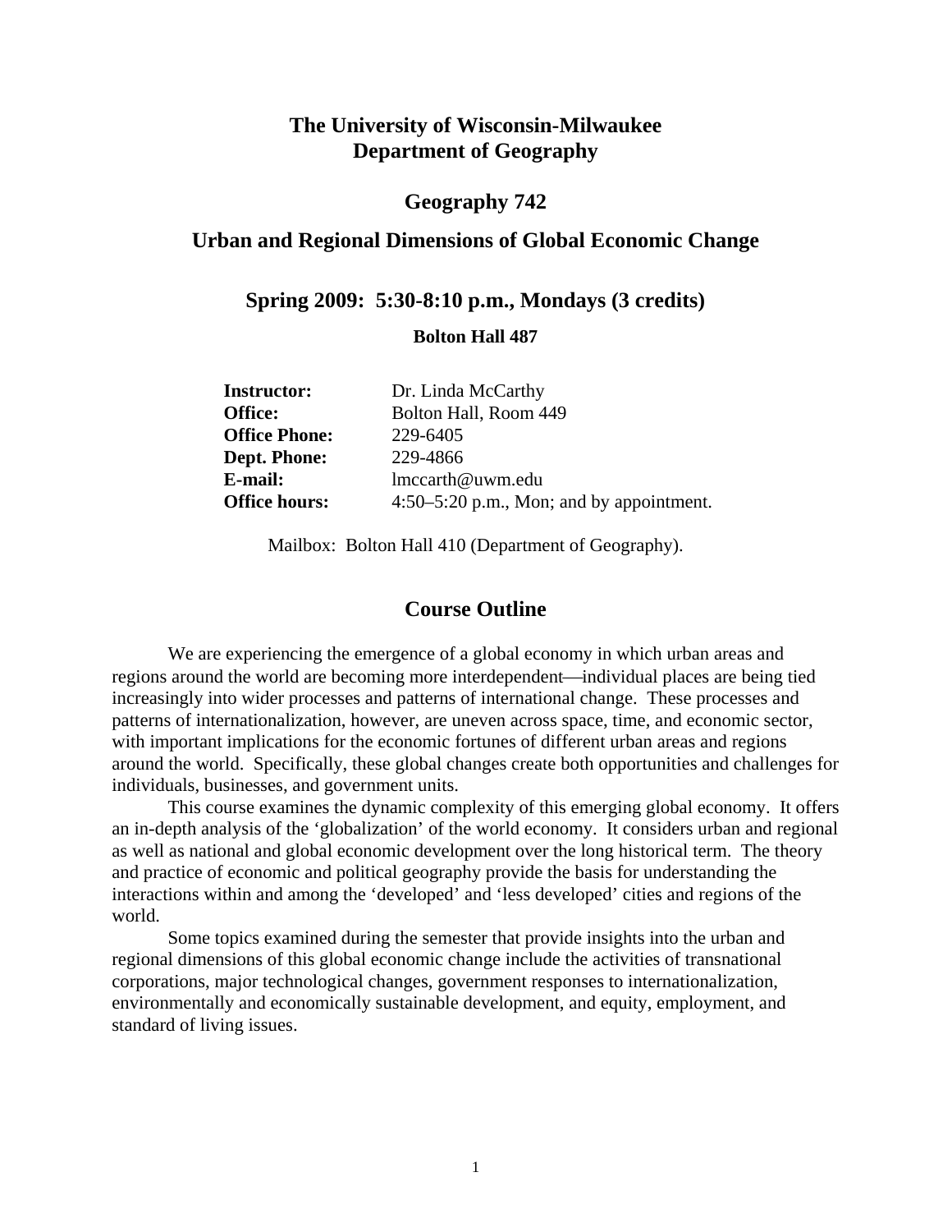# The University of Wisconsin-Milwaukee
# Department of Geography

## Geography 742

## Urban and Regional Dimensions of Global Economic Change

### Spring 2009: 5:30-8:10 p.m., Mondays (3 credits)

**Bolton Hall 487**

| | |
|---|---|
| **Instructor:** | Dr. Linda McCarthy |
| **Office:** | Bolton Hall, Room 449 |
| **Office Phone:** | 229-6405 |
| **Dept. Phone:** | 229-4866 |
| **E-mail:** | lmccarth@uwm.edu |
| **Office hours:** | 4:50–5:20 p.m., Mon; and by appointment. |

Mailbox: Bolton Hall 410 (Department of Geography).

## Course Outline

We are experiencing the emergence of a global economy in which urban areas and regions around the world are becoming more interdependent—individual places are being tied increasingly into wider processes and patterns of international change. These processes and patterns of internationalization, however, are uneven across space, time, and economic sector, with important implications for the economic fortunes of different urban areas and regions around the world. Specifically, these global changes create both opportunities and challenges for individuals, businesses, and government units.

This course examines the dynamic complexity of this emerging global economy. It offers an in-depth analysis of the 'globalization' of the world economy. It considers urban and regional as well as national and global economic development over the long historical term. The theory and practice of economic and political geography provide the basis for understanding the interactions within and among the 'developed' and 'less developed' cities and regions of the world.

Some topics examined during the semester that provide insights into the urban and regional dimensions of this global economic change include the activities of transnational corporations, major technological changes, government responses to internationalization, environmentally and economically sustainable development, and equity, employment, and standard of living issues.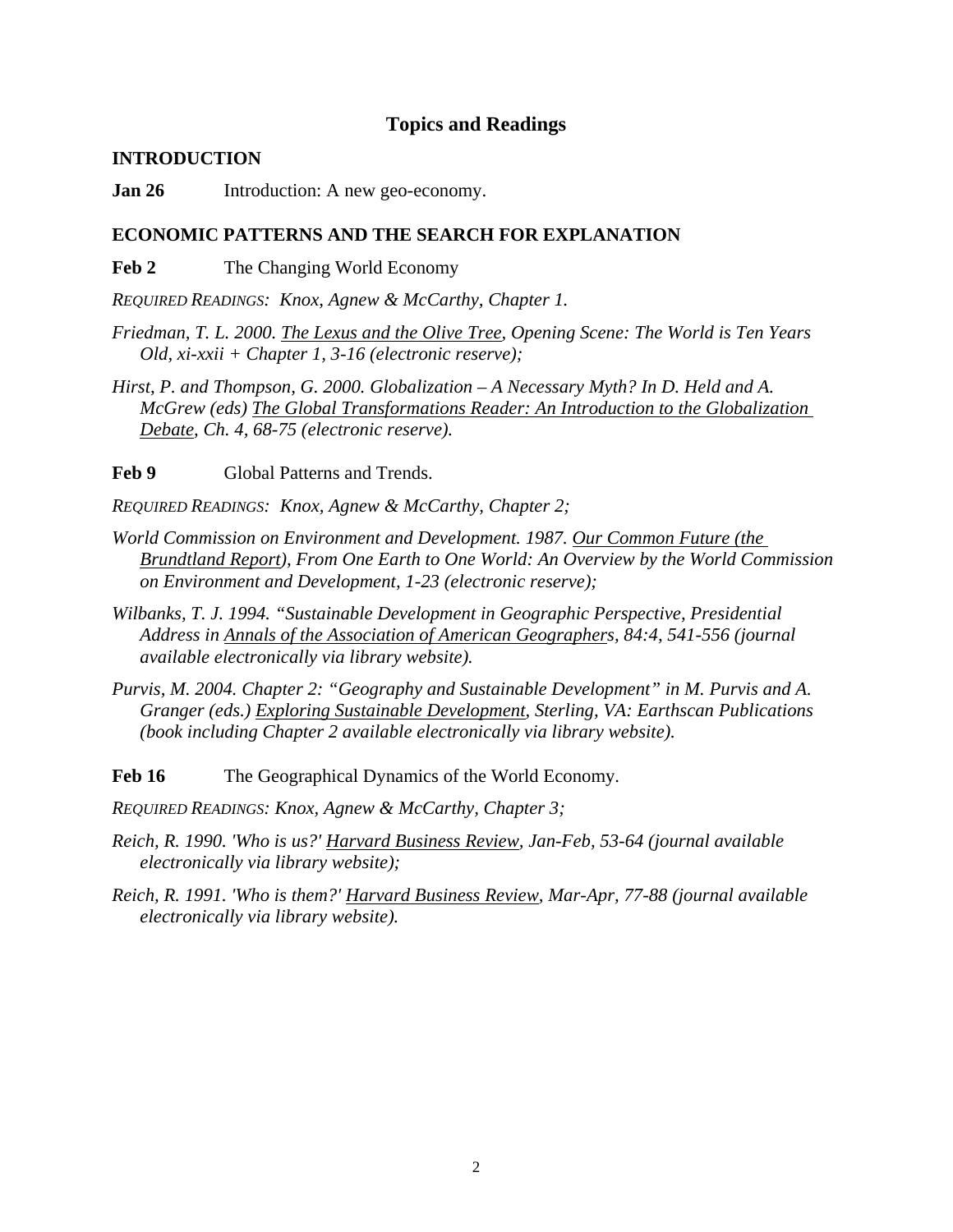## Topics and Readings

### INTRODUCTION

**Jan 26** Introduction: A new geo-economy.

### ECONOMIC PATTERNS AND THE SEARCH FOR EXPLANATION

**Feb 2** The Changing World Economy

*REQUIRED READINGS: Knox, Agnew & McCarthy, Chapter 1.*

*Friedman, T. L. 2000. The Lexus and the Olive Tree, Opening Scene: The World is Ten Years Old, xi-xxii + Chapter 1, 3-16 (electronic reserve);*

*Hirst, P. and Thompson, G. 2000. Globalization – A Necessary Myth? In D. Held and A. McGrew (eds) The Global Transformations Reader: An Introduction to the Globalization Debate, Ch. 4, 68-75 (electronic reserve).*

**Feb 9** Global Patterns and Trends.

*REQUIRED READINGS: Knox, Agnew & McCarthy, Chapter 2;*

*World Commission on Environment and Development. 1987. Our Common Future (the Brundtland Report), From One Earth to One World: An Overview by the World Commission on Environment and Development, 1-23 (electronic reserve);*

*Wilbanks, T. J. 1994. "Sustainable Development in Geographic Perspective, Presidential Address in Annals of the Association of American Geographers, 84:4, 541-556 (journal available electronically via library website).*

*Purvis, M. 2004. Chapter 2: "Geography and Sustainable Development" in M. Purvis and A. Granger (eds.) Exploring Sustainable Development, Sterling, VA: Earthscan Publications (book including Chapter 2 available electronically via library website).*

**Feb 16** The Geographical Dynamics of the World Economy.

*REQUIRED READINGS: Knox, Agnew & McCarthy, Chapter 3;*

*Reich, R. 1990. 'Who is us?' Harvard Business Review, Jan-Feb, 53-64 (journal available electronically via library website);*

*Reich, R. 1991. 'Who is them?' Harvard Business Review, Mar-Apr, 77-88 (journal available electronically via library website).*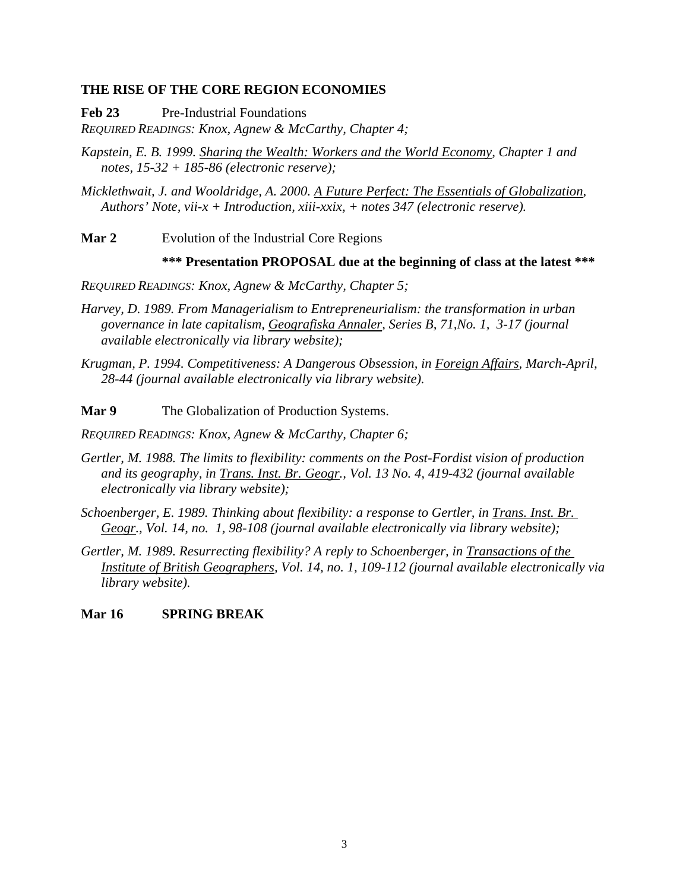## THE RISE OF THE CORE REGION ECONOMIES

**Feb 23** Pre-Industrial Foundations

*REQUIRED READINGS: Knox, Agnew & McCarthy, Chapter 4;*

*Kapstein, E. B. 1999. Sharing the Wealth: Workers and the World Economy, Chapter 1 and notes, 15-32 + 185-86 (electronic reserve);*

*Micklethwait, J. and Wooldridge, A. 2000. A Future Perfect: The Essentials of Globalization, Authors' Note, vii-x + Introduction, xiii-xxix, + notes 347 (electronic reserve).*

**Mar 2** Evolution of the Industrial Core Regions

**\*\*\* Presentation PROPOSAL due at the beginning of class at the latest \*\*\***

*REQUIRED READINGS: Knox, Agnew & McCarthy, Chapter 5;*

*Harvey, D. 1989. From Managerialism to Entrepreneurialism: the transformation in urban governance in late capitalism, Geografiska Annaler, Series B, 71,No. 1, 3-17 (journal available electronically via library website);*

*Krugman, P. 1994. Competitiveness: A Dangerous Obsession, in Foreign Affairs, March-April, 28-44 (journal available electronically via library website).*

**Mar 9** The Globalization of Production Systems.

*REQUIRED READINGS: Knox, Agnew & McCarthy, Chapter 6;*

*Gertler, M. 1988. The limits to flexibility: comments on the Post-Fordist vision of production and its geography, in Trans. Inst. Br. Geogr., Vol. 13 No. 4, 419-432 (journal available electronically via library website);*

*Schoenberger, E. 1989. Thinking about flexibility: a response to Gertler, in Trans. Inst. Br. Geogr., Vol. 14, no. 1, 98-108 (journal available electronically via library website);*

*Gertler, M. 1989. Resurrecting flexibility? A reply to Schoenberger, in Transactions of the Institute of British Geographers, Vol. 14, no. 1, 109-112 (journal available electronically via library website).*

**Mar 16 SPRING BREAK**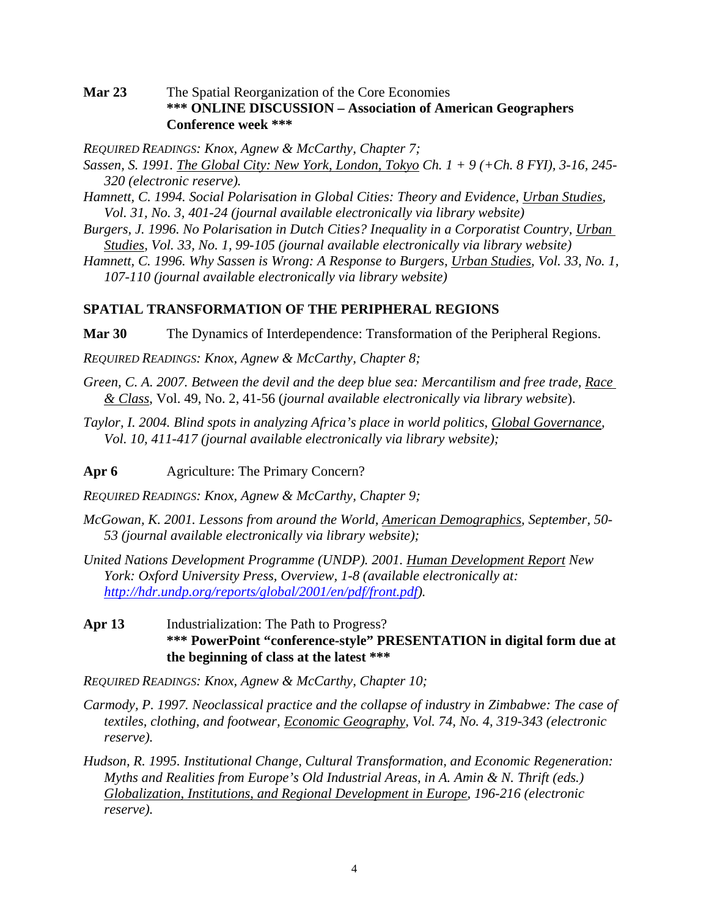**Mar 23** The Spatial Reorganization of the Core Economies
**\*\*\* ONLINE DISCUSSION – Association of American Geographers Conference week \*\*\***

*REQUIRED READINGS: Knox, Agnew & McCarthy, Chapter 7;*

*Sassen, S. 1991. The Global City: New York, London, Tokyo Ch. 1 + 9 (+Ch. 8 FYI), 3-16, 245-320 (electronic reserve).*

*Hamnett, C. 1994. Social Polarisation in Global Cities: Theory and Evidence, Urban Studies, Vol. 31, No. 3, 401-24 (journal available electronically via library website)*

*Burgers, J. 1996. No Polarisation in Dutch Cities? Inequality in a Corporatist Country, Urban Studies, Vol. 33, No. 1, 99-105 (journal available electronically via library website)*

*Hamnett, C. 1996. Why Sassen is Wrong: A Response to Burgers, Urban Studies, Vol. 33, No. 1, 107-110 (journal available electronically via library website)*

## SPATIAL TRANSFORMATION OF THE PERIPHERAL REGIONS

**Mar 30** The Dynamics of Interdependence: Transformation of the Peripheral Regions.

*REQUIRED READINGS: Knox, Agnew & McCarthy, Chapter 8;*

*Green, C. A. 2007. Between the devil and the deep blue sea: Mercantilism and free trade, Race & Class*, Vol. 49, No. 2, 41-56 (*journal available electronically via library website*).

*Taylor, I. 2004. Blind spots in analyzing Africa's place in world politics, Global Governance, Vol. 10, 411-417 (journal available electronically via library website);*

**Apr 6** Agriculture: The Primary Concern?

*REQUIRED READINGS: Knox, Agnew & McCarthy, Chapter 9;*

*McGowan, K. 2001. Lessons from around the World, American Demographics, September, 50-53 (journal available electronically via library website);*

*United Nations Development Programme (UNDP). 2001. Human Development Report New York: Oxford University Press, Overview, 1-8 (available electronically at: http://hdr.undp.org/reports/global/2001/en/pdf/front.pdf).*

**Apr 13** Industrialization: The Path to Progress?
**\*\*\* PowerPoint "conference-style" PRESENTATION in digital form due at the beginning of class at the latest \*\*\***

*REQUIRED READINGS: Knox, Agnew & McCarthy, Chapter 10;*

*Carmody, P. 1997. Neoclassical practice and the collapse of industry in Zimbabwe: The case of textiles, clothing, and footwear, Economic Geography, Vol. 74, No. 4, 319-343 (electronic reserve).*

*Hudson, R. 1995. Institutional Change, Cultural Transformation, and Economic Regeneration: Myths and Realities from Europe's Old Industrial Areas, in A. Amin & N. Thrift (eds.) Globalization, Institutions, and Regional Development in Europe, 196-216 (electronic reserve).*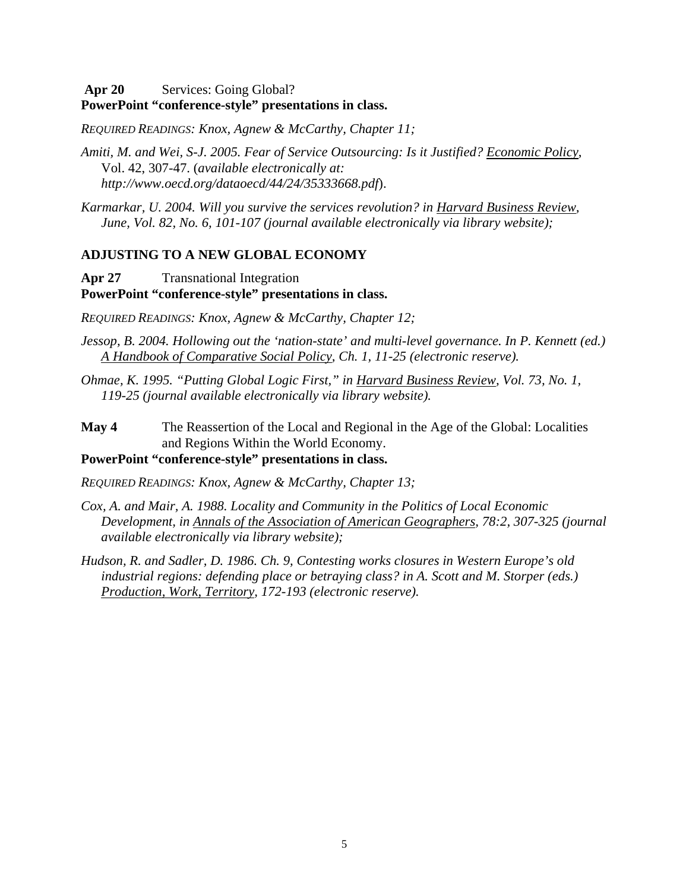**Apr 20** Services: Going Global?
**PowerPoint "conference-style" presentations in class.**

*REQUIRED READINGS: Knox, Agnew & McCarthy, Chapter 11;*

*Amiti, M. and Wei, S-J. 2005. Fear of Service Outsourcing: Is it Justified? Economic Policy,* Vol. 42, 307-47. (*available electronically at: http://www.oecd.org/dataoecd/44/24/35333668.pdf*).

*Karmarkar, U. 2004. Will you survive the services revolution? in Harvard Business Review, June, Vol. 82, No. 6, 101-107 (journal available electronically via library website);*

## ADJUSTING TO A NEW GLOBAL ECONOMY

**Apr 27** Transnational Integration
**PowerPoint "conference-style" presentations in class.**

*REQUIRED READINGS: Knox, Agnew & McCarthy, Chapter 12;*

*Jessop, B. 2004. Hollowing out the 'nation-state' and multi-level governance. In P. Kennett (ed.) A Handbook of Comparative Social Policy, Ch. 1, 11-25 (electronic reserve).*

*Ohmae, K. 1995. "Putting Global Logic First," in Harvard Business Review, Vol. 73, No. 1, 119-25 (journal available electronically via library website).*

**May 4** The Reassertion of the Local and Regional in the Age of the Global: Localities and Regions Within the World Economy.
**PowerPoint "conference-style" presentations in class.**

*REQUIRED READINGS: Knox, Agnew & McCarthy, Chapter 13;*

*Cox, A. and Mair, A. 1988. Locality and Community in the Politics of Local Economic Development, in Annals of the Association of American Geographers, 78:2, 307-325 (journal available electronically via library website);*

*Hudson, R. and Sadler, D. 1986. Ch. 9, Contesting works closures in Western Europe's old industrial regions: defending place or betraying class? in A. Scott and M. Storper (eds.) Production, Work, Territory, 172-193 (electronic reserve).*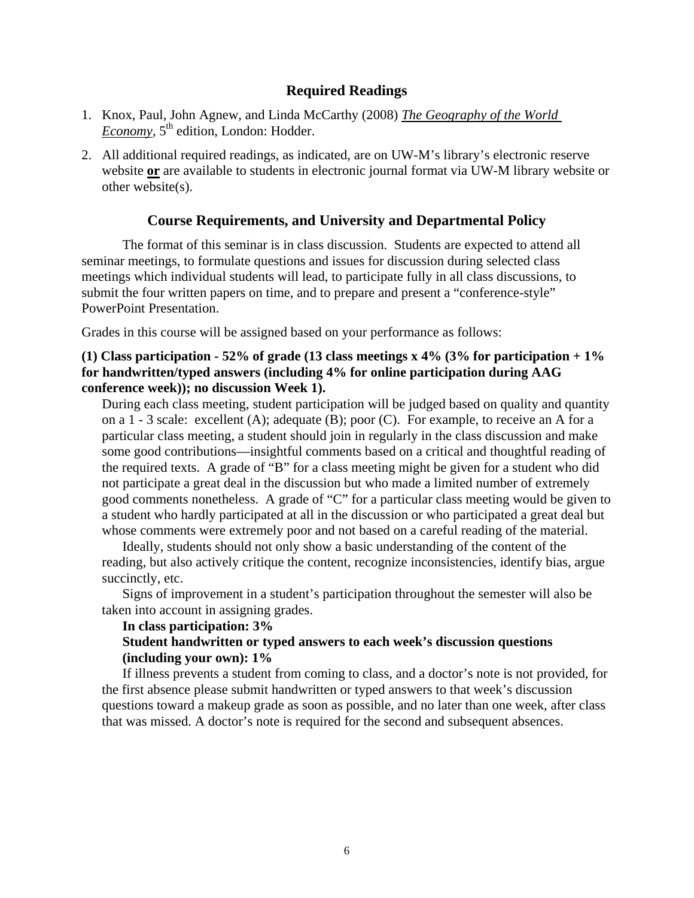## Required Readings

1. Knox, Paul, John Agnew, and Linda McCarthy (2008) ***The Geography of the World Economy***, 5th edition, London: Hodder.
2. All additional required readings, as indicated, are on UW-M's library's electronic reserve website **or** are available to students in electronic journal format via UW-M library website or other website(s).

## Course Requirements, and University and Departmental Policy

The format of this seminar is in class discussion. Students are expected to attend all seminar meetings, to formulate questions and issues for discussion during selected class meetings which individual students will lead, to participate fully in all class discussions, to submit the four written papers on time, and to prepare and present a "conference-style" PowerPoint Presentation.

Grades in this course will be assigned based on your performance as follows:

**(1) Class participation - 52% of grade (13 class meetings x 4% (3% for participation + 1% for handwritten/typed answers (including 4% for online participation during AAG conference week)); no discussion Week 1).**

During each class meeting, student participation will be judged based on quality and quantity on a 1 - 3 scale: excellent (A); adequate (B); poor (C). For example, to receive an A for a particular class meeting, a student should join in regularly in the class discussion and make some good contributions—insightful comments based on a critical and thoughtful reading of the required texts. A grade of "B" for a class meeting might be given for a student who did not participate a great deal in the discussion but who made a limited number of extremely good comments nonetheless. A grade of "C" for a particular class meeting would be given to a student who hardly participated at all in the discussion or who participated a great deal but whose comments were extremely poor and not based on a careful reading of the material.

Ideally, students should not only show a basic understanding of the content of the reading, but also actively critique the content, recognize inconsistencies, identify bias, argue succinctly, etc.

Signs of improvement in a student's participation throughout the semester will also be taken into account in assigning grades.

**In class participation: 3%**

**Student handwritten or typed answers to each week's discussion questions (including your own): 1%**

If illness prevents a student from coming to class, and a doctor's note is not provided, for the first absence please submit handwritten or typed answers to that week's discussion questions toward a makeup grade as soon as possible, and no later than one week, after class that was missed. A doctor's note is required for the second and subsequent absences.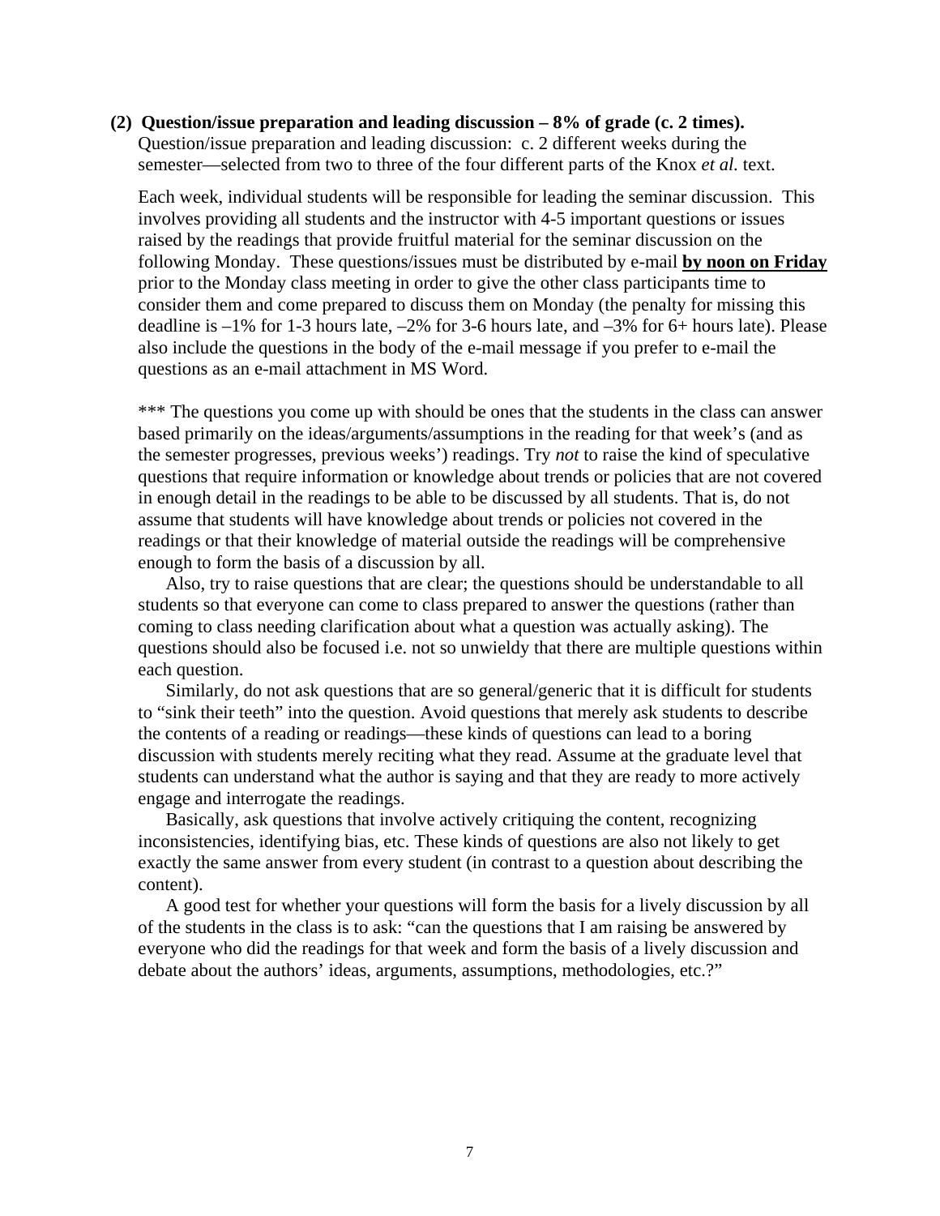**(2) Question/issue preparation and leading discussion – 8% of grade (c. 2 times).**
Question/issue preparation and leading discussion: c. 2 different weeks during the semester—selected from two to three of the four different parts of the Knox *et al.* text.

Each week, individual students will be responsible for leading the seminar discussion. This involves providing all students and the instructor with 4-5 important questions or issues raised by the readings that provide fruitful material for the seminar discussion on the following Monday. These questions/issues must be distributed by e-mail **by noon on Friday** prior to the Monday class meeting in order to give the other class participants time to consider them and come prepared to discuss them on Monday (the penalty for missing this deadline is –1% for 1-3 hours late, –2% for 3-6 hours late, and –3% for 6+ hours late). Please also include the questions in the body of the e-mail message if you prefer to e-mail the questions as an e-mail attachment in MS Word.

*** The questions you come up with should be ones that the students in the class can answer based primarily on the ideas/arguments/assumptions in the reading for that week's (and as the semester progresses, previous weeks') readings. Try *not* to raise the kind of speculative questions that require information or knowledge about trends or policies that are not covered in enough detail in the readings to be able to be discussed by all students. That is, do not assume that students will have knowledge about trends or policies not covered in the readings or that their knowledge of material outside the readings will be comprehensive enough to form the basis of a discussion by all.

Also, try to raise questions that are clear; the questions should be understandable to all students so that everyone can come to class prepared to answer the questions (rather than coming to class needing clarification about what a question was actually asking). The questions should also be focused i.e. not so unwieldy that there are multiple questions within each question.

Similarly, do not ask questions that are so general/generic that it is difficult for students to "sink their teeth" into the question. Avoid questions that merely ask students to describe the contents of a reading or readings—these kinds of questions can lead to a boring discussion with students merely reciting what they read. Assume at the graduate level that students can understand what the author is saying and that they are ready to more actively engage and interrogate the readings.

Basically, ask questions that involve actively critiquing the content, recognizing inconsistencies, identifying bias, etc. These kinds of questions are also not likely to get exactly the same answer from every student (in contrast to a question about describing the content).

A good test for whether your questions will form the basis for a lively discussion by all of the students in the class is to ask: "can the questions that I am raising be answered by everyone who did the readings for that week and form the basis of a lively discussion and debate about the authors' ideas, arguments, assumptions, methodologies, etc.?"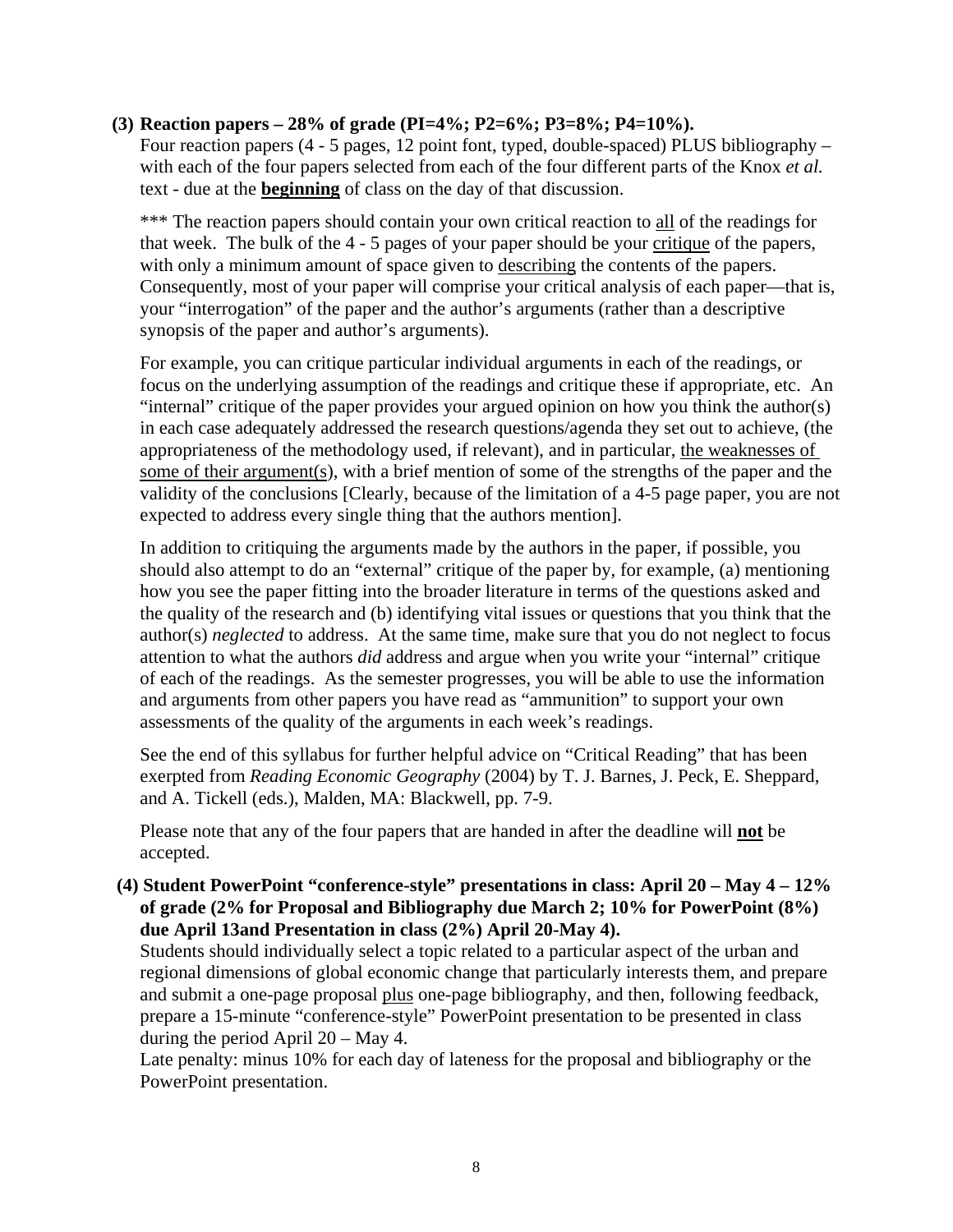**(3) Reaction papers – 28% of grade (PI=4%; P2=6%; P3=8%; P4=10%).**

Four reaction papers (4 - 5 pages, 12 point font, typed, double-spaced) PLUS bibliography – with each of the four papers selected from each of the four different parts of the Knox *et al.* text - due at the **beginning** of class on the day of that discussion.

*** The reaction papers should contain your own critical reaction to all of the readings for that week. The bulk of the 4 - 5 pages of your paper should be your critique of the papers, with only a minimum amount of space given to describing the contents of the papers. Consequently, most of your paper will comprise your critical analysis of each paper—that is, your "interrogation" of the paper and the author's arguments (rather than a descriptive synopsis of the paper and author's arguments).

For example, you can critique particular individual arguments in each of the readings, or focus on the underlying assumption of the readings and critique these if appropriate, etc. An "internal" critique of the paper provides your argued opinion on how you think the author(s) in each case adequately addressed the research questions/agenda they set out to achieve, (the appropriateness of the methodology used, if relevant), and in particular, the weaknesses of some of their argument(s), with a brief mention of some of the strengths of the paper and the validity of the conclusions [Clearly, because of the limitation of a 4-5 page paper, you are not expected to address every single thing that the authors mention].

In addition to critiquing the arguments made by the authors in the paper, if possible, you should also attempt to do an "external" critique of the paper by, for example, (a) mentioning how you see the paper fitting into the broader literature in terms of the questions asked and the quality of the research and (b) identifying vital issues or questions that you think that the author(s) *neglected* to address. At the same time, make sure that you do not neglect to focus attention to what the authors *did* address and argue when you write your "internal" critique of each of the readings. As the semester progresses, you will be able to use the information and arguments from other papers you have read as "ammunition" to support your own assessments of the quality of the arguments in each week's readings.

See the end of this syllabus for further helpful advice on "Critical Reading" that has been exerpted from *Reading Economic Geography* (2004) by T. J. Barnes, J. Peck, E. Sheppard, and A. Tickell (eds.), Malden, MA: Blackwell, pp. 7-9.

Please note that any of the four papers that are handed in after the deadline will **not** be accepted.

**(4) Student PowerPoint "conference-style" presentations in class: April 20 – May 4 – 12% of grade (2% for Proposal and Bibliography due March 2; 10% for PowerPoint (8%) due April 13and Presentation in class (2%) April 20-May 4).**

Students should individually select a topic related to a particular aspect of the urban and regional dimensions of global economic change that particularly interests them, and prepare and submit a one-page proposal plus one-page bibliography, and then, following feedback, prepare a 15-minute "conference-style" PowerPoint presentation to be presented in class during the period April 20 – May 4.

Late penalty: minus 10% for each day of lateness for the proposal and bibliography or the PowerPoint presentation.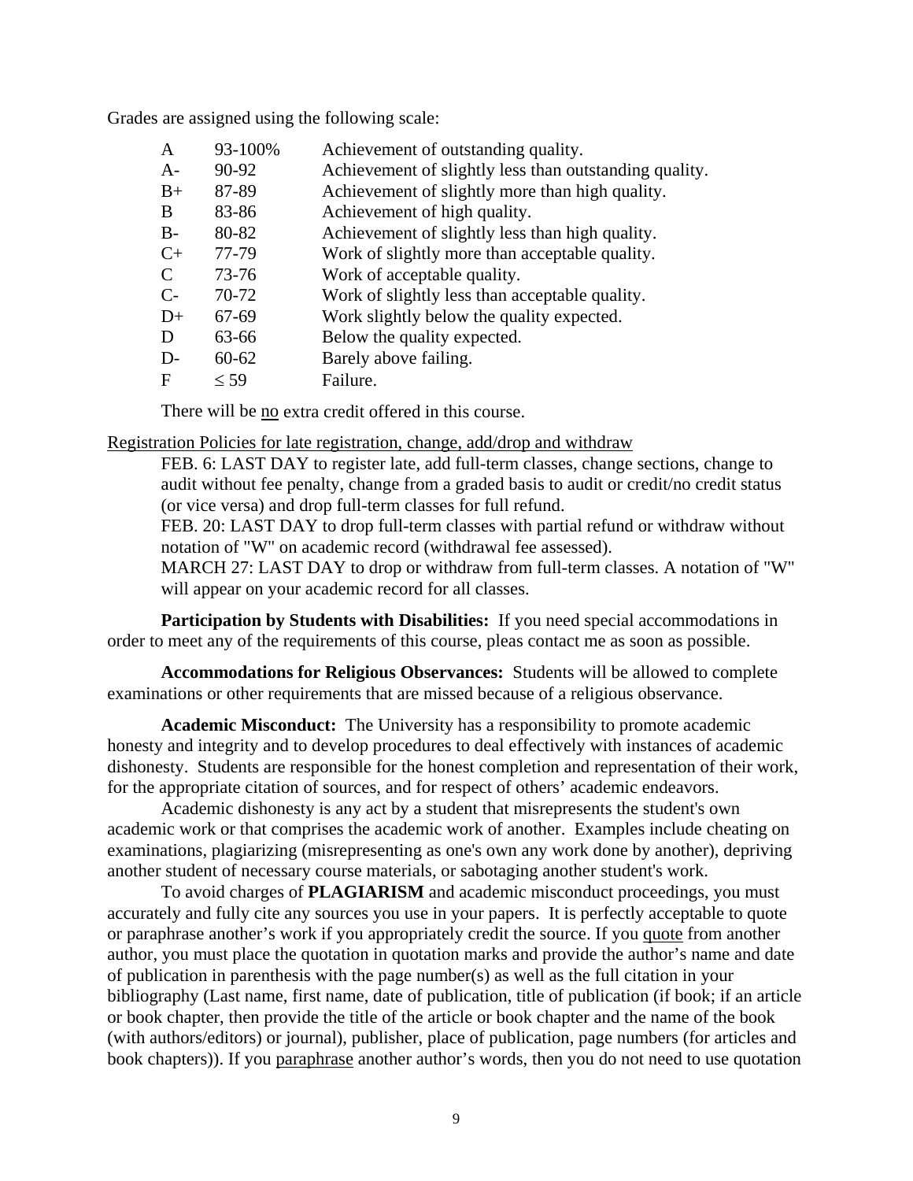Grades are assigned using the following scale:

| | | |
|---|---|---|
| A | 93-100% | Achievement of outstanding quality. |
| A- | 90-92 | Achievement of slightly less than outstanding quality. |
| B+ | 87-89 | Achievement of slightly more than high quality. |
| B | 83-86 | Achievement of high quality. |
| B- | 80-82 | Achievement of slightly less than high quality. |
| C+ | 77-79 | Work of slightly more than acceptable quality. |
| C | 73-76 | Work of acceptable quality. |
| C- | 70-72 | Work of slightly less than acceptable quality. |
| D+ | 67-69 | Work slightly below the quality expected. |
| D | 63-66 | Below the quality expected. |
| D- | 60-62 | Barely above failing. |
| F | $\leq 59$ | Failure. |

There will be <u>no</u> extra credit offered in this course.

<u>Registration Policies for late registration, change, add/drop and withdraw</u>

FEB. 6: LAST DAY to register late, add full-term classes, change sections, change to audit without fee penalty, change from a graded basis to audit or credit/no credit status (or vice versa) and drop full-term classes for full refund.

FEB. 20: LAST DAY to drop full-term classes with partial refund or withdraw without notation of "W" on academic record (withdrawal fee assessed).

MARCH 27: LAST DAY to drop or withdraw from full-term classes. A notation of "W" will appear on your academic record for all classes.

**Participation by Students with Disabilities:** If you need special accommodations in order to meet any of the requirements of this course, pleas contact me as soon as possible.

**Accommodations for Religious Observances:** Students will be allowed to complete examinations or other requirements that are missed because of a religious observance.

**Academic Misconduct:** The University has a responsibility to promote academic honesty and integrity and to develop procedures to deal effectively with instances of academic dishonesty. Students are responsible for the honest completion and representation of their work, for the appropriate citation of sources, and for respect of others' academic endeavors.

Academic dishonesty is any act by a student that misrepresents the student's own academic work or that comprises the academic work of another. Examples include cheating on examinations, plagiarizing (misrepresenting as one's own any work done by another), depriving another student of necessary course materials, or sabotaging another student's work.

To avoid charges of **PLAGIARISM** and academic misconduct proceedings, you must accurately and fully cite any sources you use in your papers. It is perfectly acceptable to quote or paraphrase another's work if you appropriately credit the source. If you <u>quote</u> from another author, you must place the quotation in quotation marks and provide the author's name and date of publication in parenthesis with the page number(s) as well as the full citation in your bibliography (Last name, first name, date of publication, title of publication (if book; if an article or book chapter, then provide the title of the article or book chapter and the name of the book (with authors/editors) or journal), publisher, place of publication, page numbers (for articles and book chapters)). If you <u>paraphrase</u> another author's words, then you do not need to use quotation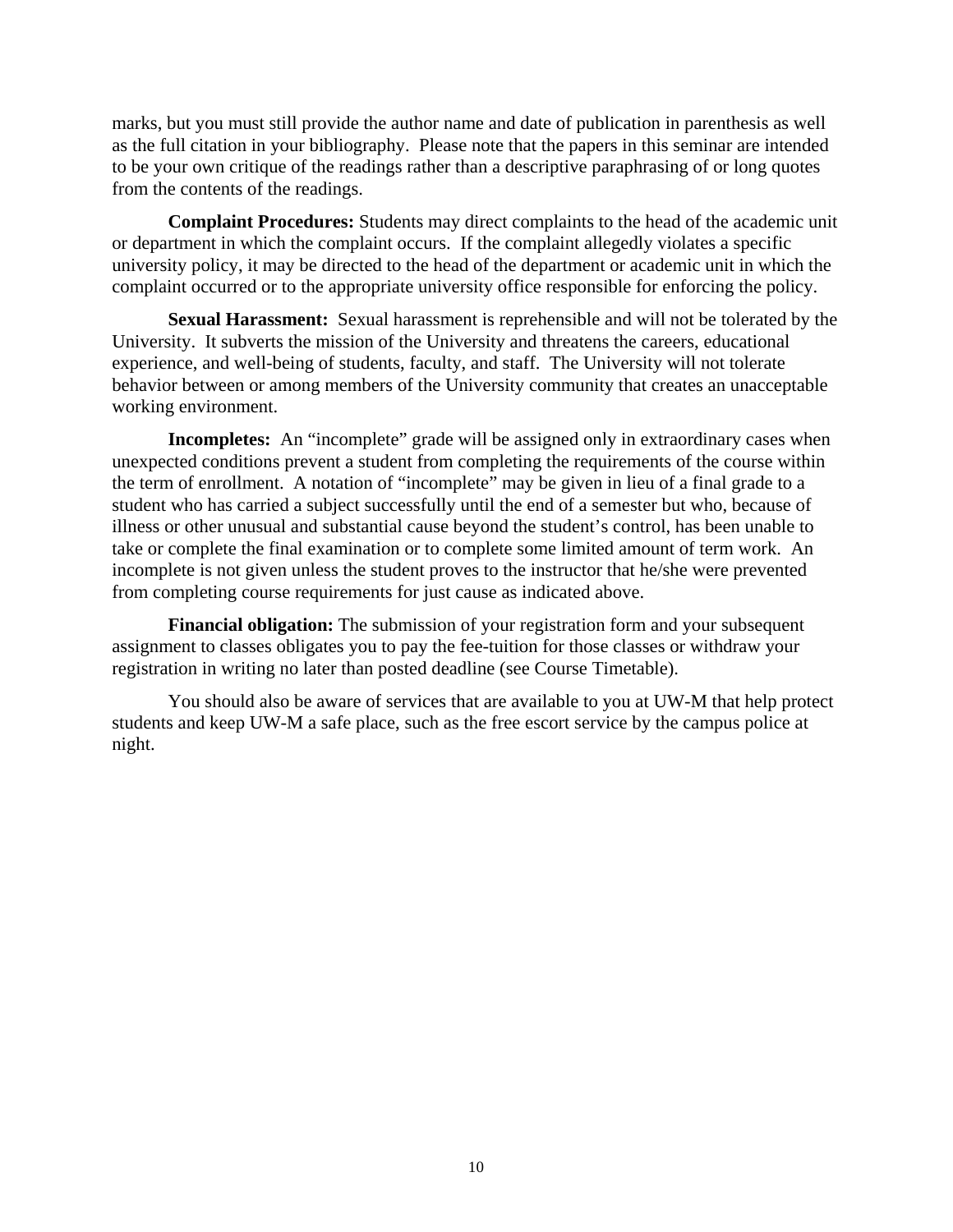marks, but you must still provide the author name and date of publication in parenthesis as well as the full citation in your bibliography. Please note that the papers in this seminar are intended to be your own critique of the readings rather than a descriptive paraphrasing of or long quotes from the contents of the readings.

**Complaint Procedures:** Students may direct complaints to the head of the academic unit or department in which the complaint occurs. If the complaint allegedly violates a specific university policy, it may be directed to the head of the department or academic unit in which the complaint occurred or to the appropriate university office responsible for enforcing the policy.

**Sexual Harassment:** Sexual harassment is reprehensible and will not be tolerated by the University. It subverts the mission of the University and threatens the careers, educational experience, and well-being of students, faculty, and staff. The University will not tolerate behavior between or among members of the University community that creates an unacceptable working environment.

**Incompletes:** An "incomplete" grade will be assigned only in extraordinary cases when unexpected conditions prevent a student from completing the requirements of the course within the term of enrollment. A notation of "incomplete" may be given in lieu of a final grade to a student who has carried a subject successfully until the end of a semester but who, because of illness or other unusual and substantial cause beyond the student's control, has been unable to take or complete the final examination or to complete some limited amount of term work. An incomplete is not given unless the student proves to the instructor that he/she were prevented from completing course requirements for just cause as indicated above.

**Financial obligation:** The submission of your registration form and your subsequent assignment to classes obligates you to pay the fee-tuition for those classes or withdraw your registration in writing no later than posted deadline (see Course Timetable).

You should also be aware of services that are available to you at UW-M that help protect students and keep UW-M a safe place, such as the free escort service by the campus police at night.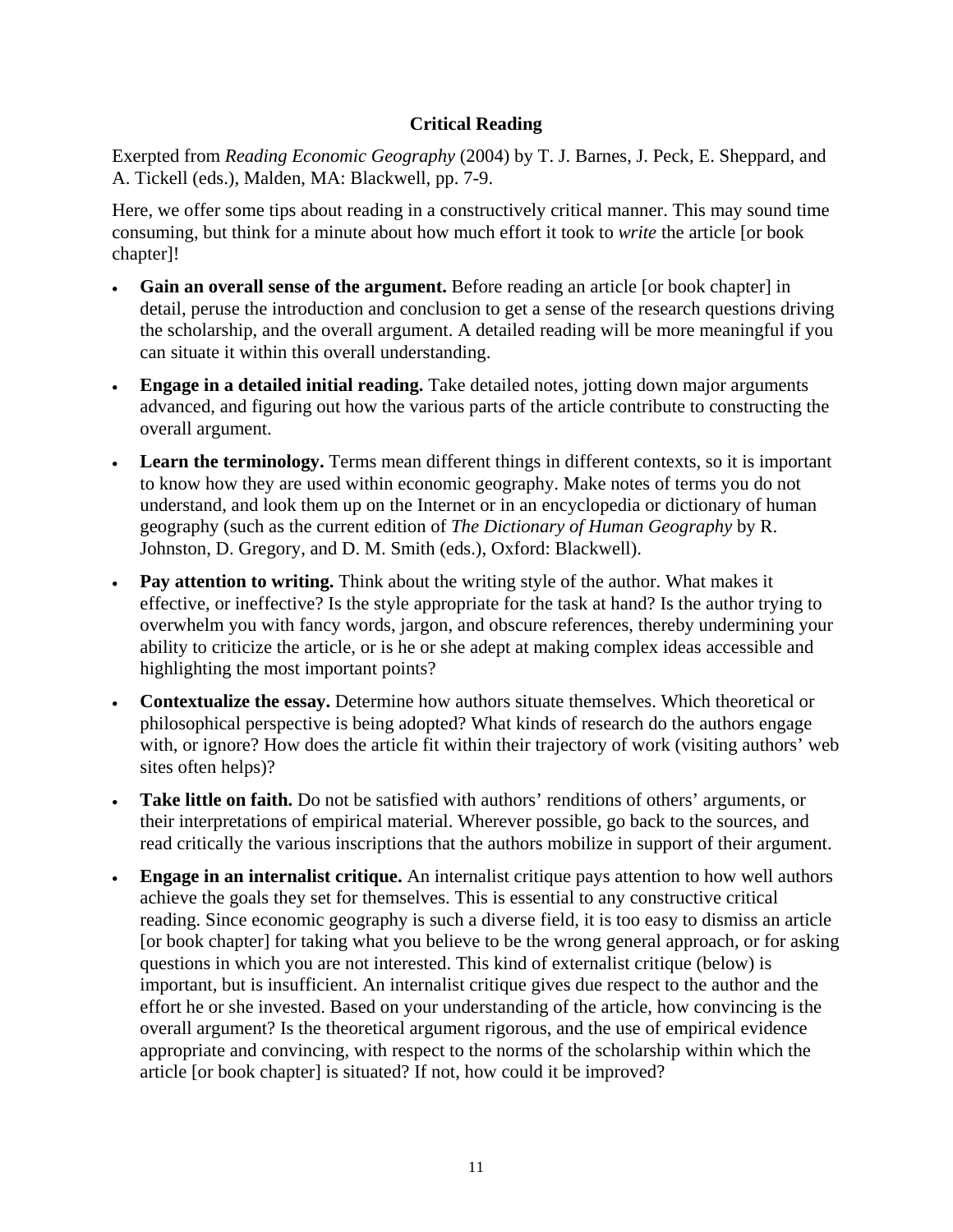## Critical Reading

Exerpted from *Reading Economic Geography* (2004) by T. J. Barnes, J. Peck, E. Sheppard, and A. Tickell (eds.), Malden, MA: Blackwell, pp. 7-9.

Here, we offer some tips about reading in a constructively critical manner. This may sound time consuming, but think for a minute about how much effort it took to *write* the article [or book chapter]!

- **Gain an overall sense of the argument.** Before reading an article [or book chapter] in detail, peruse the introduction and conclusion to get a sense of the research questions driving the scholarship, and the overall argument. A detailed reading will be more meaningful if you can situate it within this overall understanding.
- **Engage in a detailed initial reading.** Take detailed notes, jotting down major arguments advanced, and figuring out how the various parts of the article contribute to constructing the overall argument.
- **Learn the terminology.** Terms mean different things in different contexts, so it is important to know how they are used within economic geography. Make notes of terms you do not understand, and look them up on the Internet or in an encyclopedia or dictionary of human geography (such as the current edition of *The Dictionary of Human Geography* by R. Johnston, D. Gregory, and D. M. Smith (eds.), Oxford: Blackwell).
- **Pay attention to writing.** Think about the writing style of the author. What makes it effective, or ineffective? Is the style appropriate for the task at hand? Is the author trying to overwhelm you with fancy words, jargon, and obscure references, thereby undermining your ability to criticize the article, or is he or she adept at making complex ideas accessible and highlighting the most important points?
- **Contextualize the essay.** Determine how authors situate themselves. Which theoretical or philosophical perspective is being adopted? What kinds of research do the authors engage with, or ignore? How does the article fit within their trajectory of work (visiting authors' web sites often helps)?
- **Take little on faith.** Do not be satisfied with authors' renditions of others' arguments, or their interpretations of empirical material. Wherever possible, go back to the sources, and read critically the various inscriptions that the authors mobilize in support of their argument.
- **Engage in an internalist critique.** An internalist critique pays attention to how well authors achieve the goals they set for themselves. This is essential to any constructive critical reading. Since economic geography is such a diverse field, it is too easy to dismiss an article [or book chapter] for taking what you believe to be the wrong general approach, or for asking questions in which you are not interested. This kind of externalist critique (below) is important, but is insufficient. An internalist critique gives due respect to the author and the effort he or she invested. Based on your understanding of the article, how convincing is the overall argument? Is the theoretical argument rigorous, and the use of empirical evidence appropriate and convincing, with respect to the norms of the scholarship within which the article [or book chapter] is situated? If not, how could it be improved?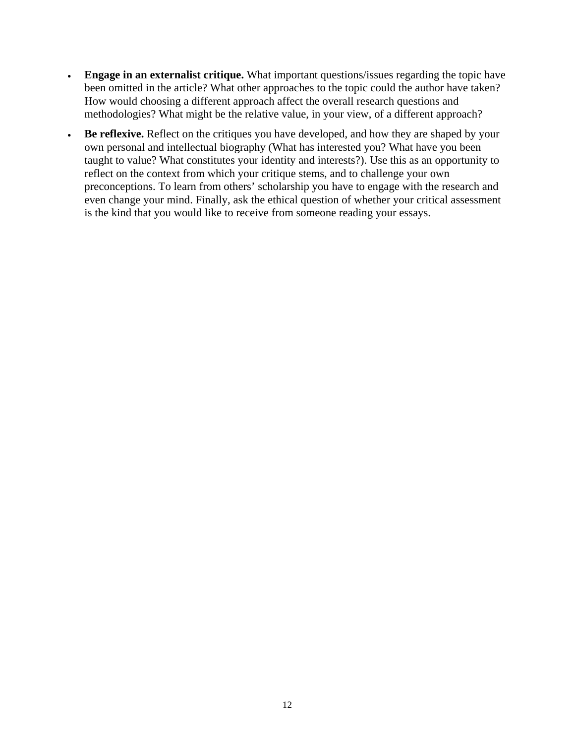- **Engage in an externalist critique.** What important questions/issues regarding the topic have been omitted in the article? What other approaches to the topic could the author have taken? How would choosing a different approach affect the overall research questions and methodologies? What might be the relative value, in your view, of a different approach?
- **Be reflexive.** Reflect on the critiques you have developed, and how they are shaped by your own personal and intellectual biography (What has interested you? What have you been taught to value? What constitutes your identity and interests?). Use this as an opportunity to reflect on the context from which your critique stems, and to challenge your own preconceptions. To learn from others' scholarship you have to engage with the research and even change your mind. Finally, ask the ethical question of whether your critical assessment is the kind that you would like to receive from someone reading your essays.